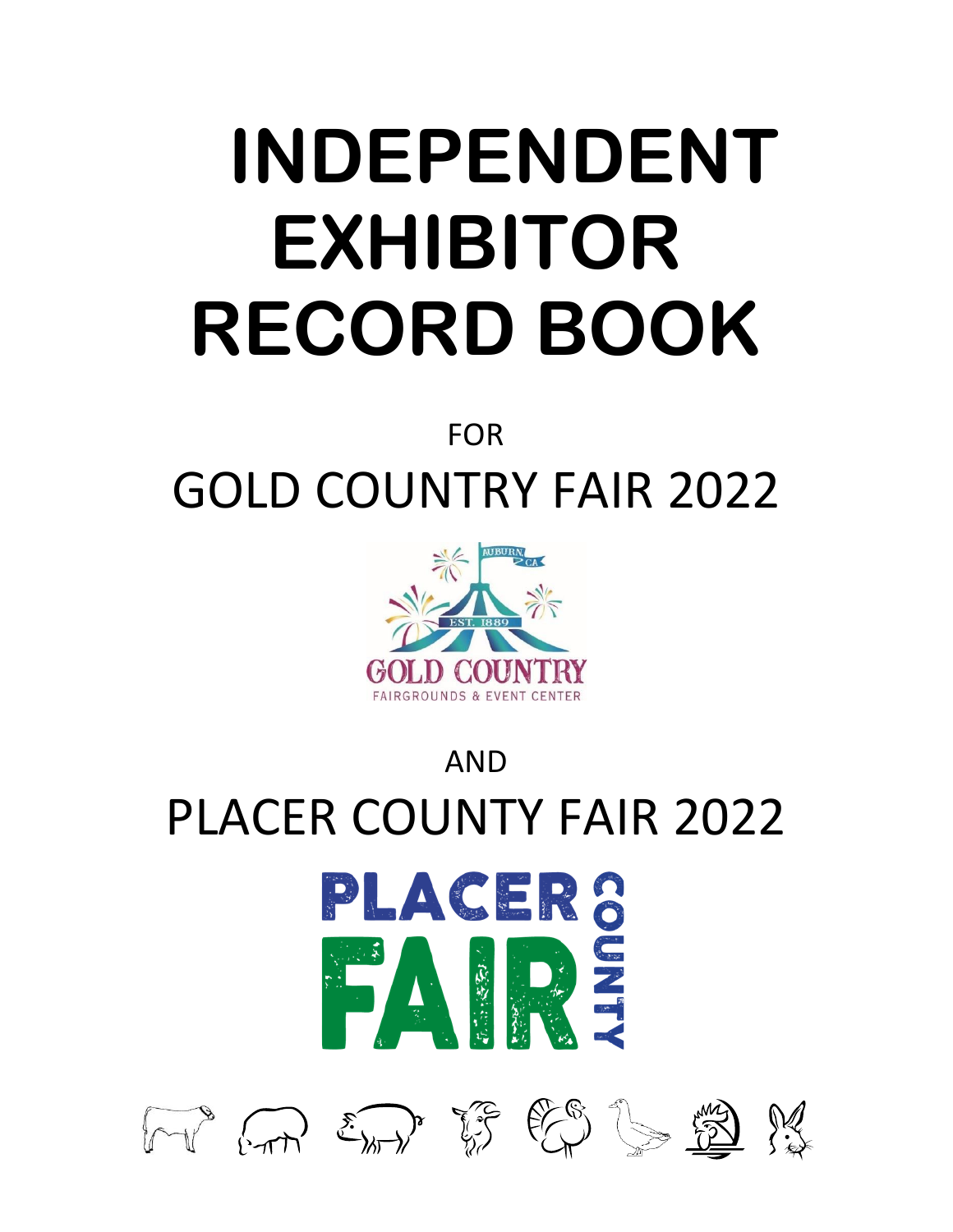# INDEPENDENT EXHIBITOR RECORD BOOK

FOR

## GOLD COUNTRY FAIR 2022

AND

## PLACER COUNTY FAIR 2022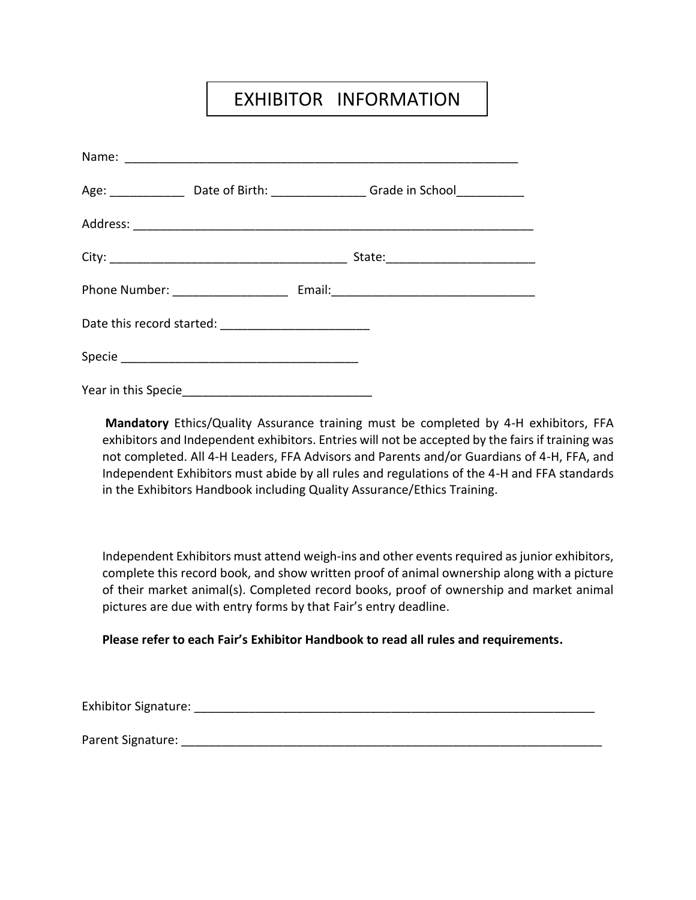# EXHIBITOR INFORMATION

Name: ___________________________________________________________

Age: ___________ Date of Birth: ______________ Grade in School__________

Address: ____________________________________________________________

City: ___________________________________ State:______________________

Phone Number: _________________ Email:______________________________

Date this record started: ______________________

Specie ___________________________________

Year in this Specie____________________________

**Mandatory** Ethics/Quality Assurance training must be completed by 4-H exhibitors, FFA exhibitors and Independent exhibitors. Entries will not be accepted by the fairs if training was not completed. All 4-H Leaders, FFA Advisors and Parents and/or Guardians of 4-H, FFA, and Independent Exhibitors must abide by all rules and regulations of the 4-H and FFA standards in the Exhibitors Handbook including Quality Assurance/Ethics Training.

Independent Exhibitors must attend weigh-ins and other events required as junior exhibitors, complete this record book, and show written proof of animal ownership along with a picture of their market animal(s). Completed record books, proof of ownership and market animal pictures are due with entry forms by that Fair's entry deadline.

**Please refer to each Fair's Exhibitor Handbook to read all rules and requirements.**

Exhibitor Signature: ____________________________________________________________

Parent Signature: ______________________________________________________________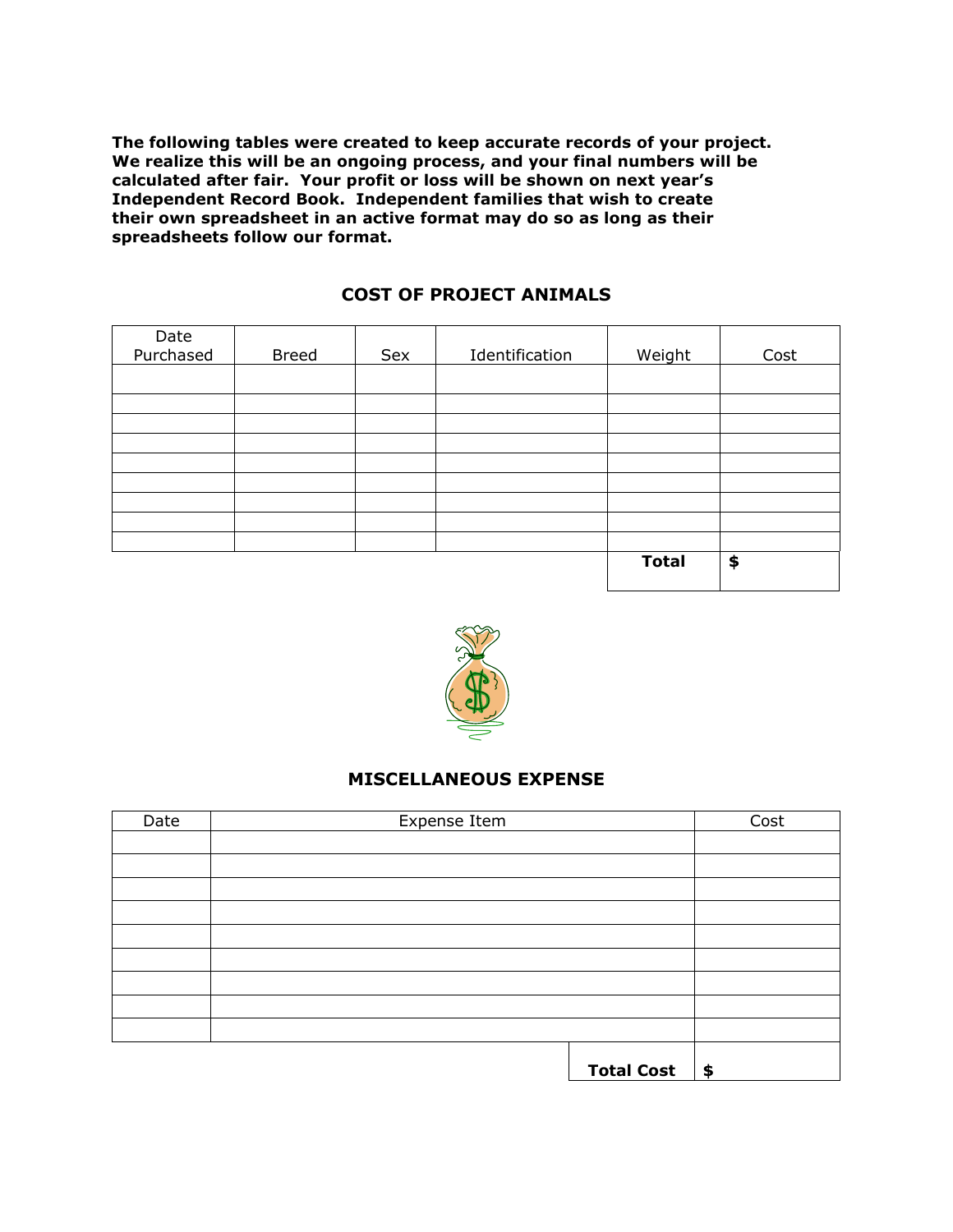**The following tables were created to keep accurate records of your project. We realize this will be an ongoing process, and your final numbers will be calculated after fair. Your profit or loss will be shown on next year's Independent Record Book. Independent families that wish to create their own spreadsheet in an active format may do so as long as their spreadsheets follow our format.**

## COST OF PROJECT ANIMALS

| Date Purchased | Breed | Sex | Identification | Weight | Cost |
|---|---|---|---|---|---|
| | | | | | |
| | | | | | |
| | | | | | |
| | | | | | |
| | | | | | |
| | | | | | |
| | | | | | |
| | | | | | |
| | | | | | |
| | | | | **Total** | **$** |

## MISCELLANEOUS EXPENSE

| Date | Expense Item | Cost |
|---|---|---|
| | | |
| | | |
| | | |
| | | |
| | | |
| | | |
| | | |
| | | |
| | | |
| | **Total Cost** | **$** |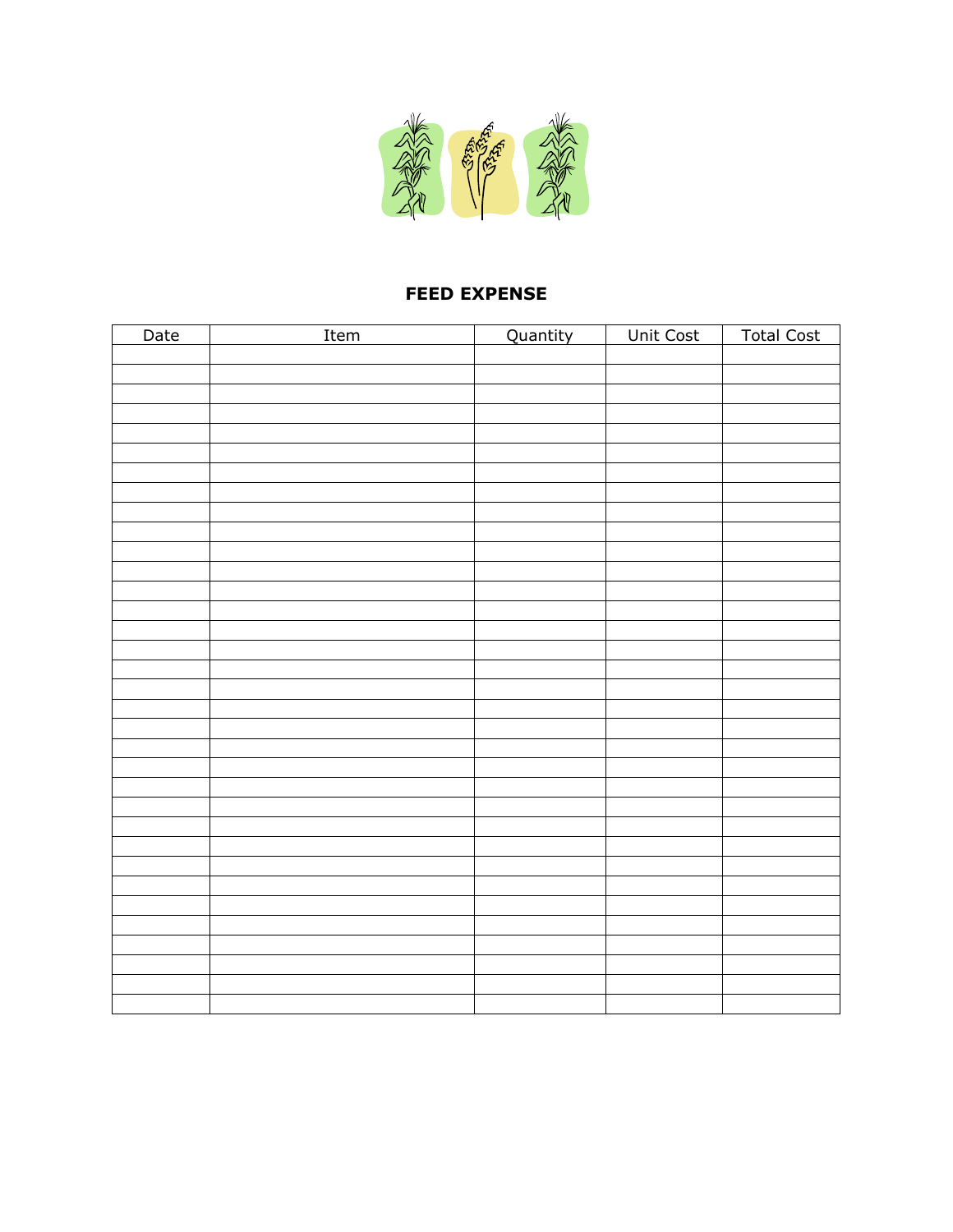## FEED EXPENSE

| Date | Item | Quantity | Unit Cost | Total Cost |
|---|---|---|---|---|
| | | | | |
| | | | | |
| | | | | |
| | | | | |
| | | | | |
| | | | | |
| | | | | |
| | | | | |
| | | | | |
| | | | | |
| | | | | |
| | | | | |
| | | | | |
| | | | | |
| | | | | |
| | | | | |
| | | | | |
| | | | | |
| | | | | |
| | | | | |
| | | | | |
| | | | | |
| | | | | |
| | | | | |
| | | | | |
| | | | | |
| | | | | |
| | | | | |
| | | | | |
| | | | | |
| | | | | |
| | | | | |
| | | | | |
| | | | | |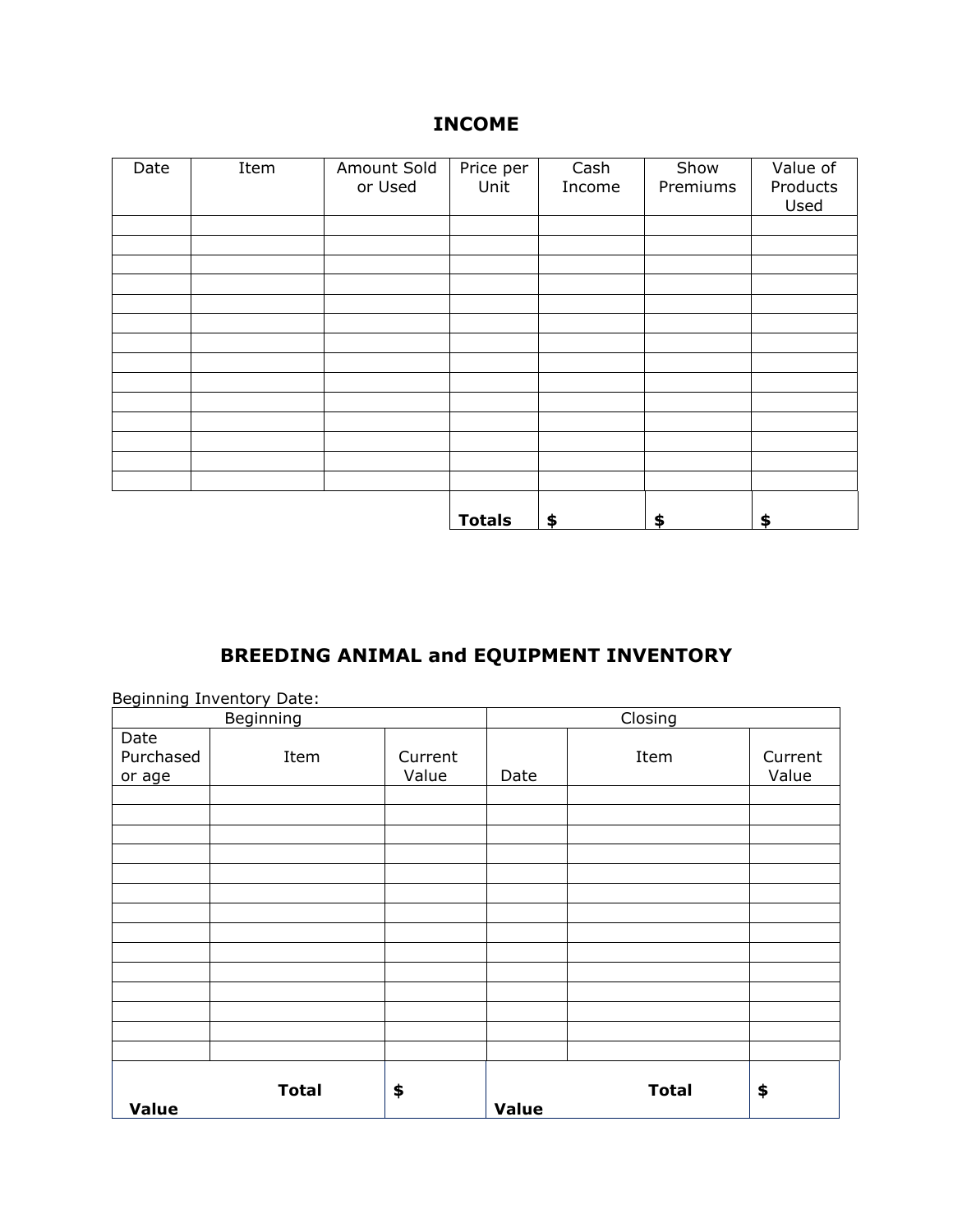# INCOME

| Date | Item | Amount Sold or Used | Price per Unit | Cash Income | Show Premiums | Value of Products Used |
|---|---|---|---|---|---|---|
| | | | | | | |
| | | | | | | |
| | | | | | | |
| | | | | | | |
| | | | | | | |
| | | | | | | |
| | | | | | | |
| | | | | | | |
| | | | | | | |
| | | | | | | |
| | | | | | | |
| | | | | | | |
| | | | | | | |
| | | | | | | |
| | | | **Totals** | **$** | **$** | **$** |

# BREEDING ANIMAL and EQUIPMENT INVENTORY

Beginning Inventory Date:

| Beginning | | | Closing | | |
|---|---|---|---|---|---|
| Date Purchased or age | Item | Current Value | Date | Item | Current Value |
| | | | | | |
| | | | | | |
| | | | | | |
| | | | | | |
| | | | | | |
| | | | | | |
| | | | | | |
| | | | | | |
| | | | | | |
| | | | | | |
| | | | | | |
| | | | | | |
| | | | | | |
| | | | | | |
| **Total Value** | | **$** | **Total Value** | | **$** |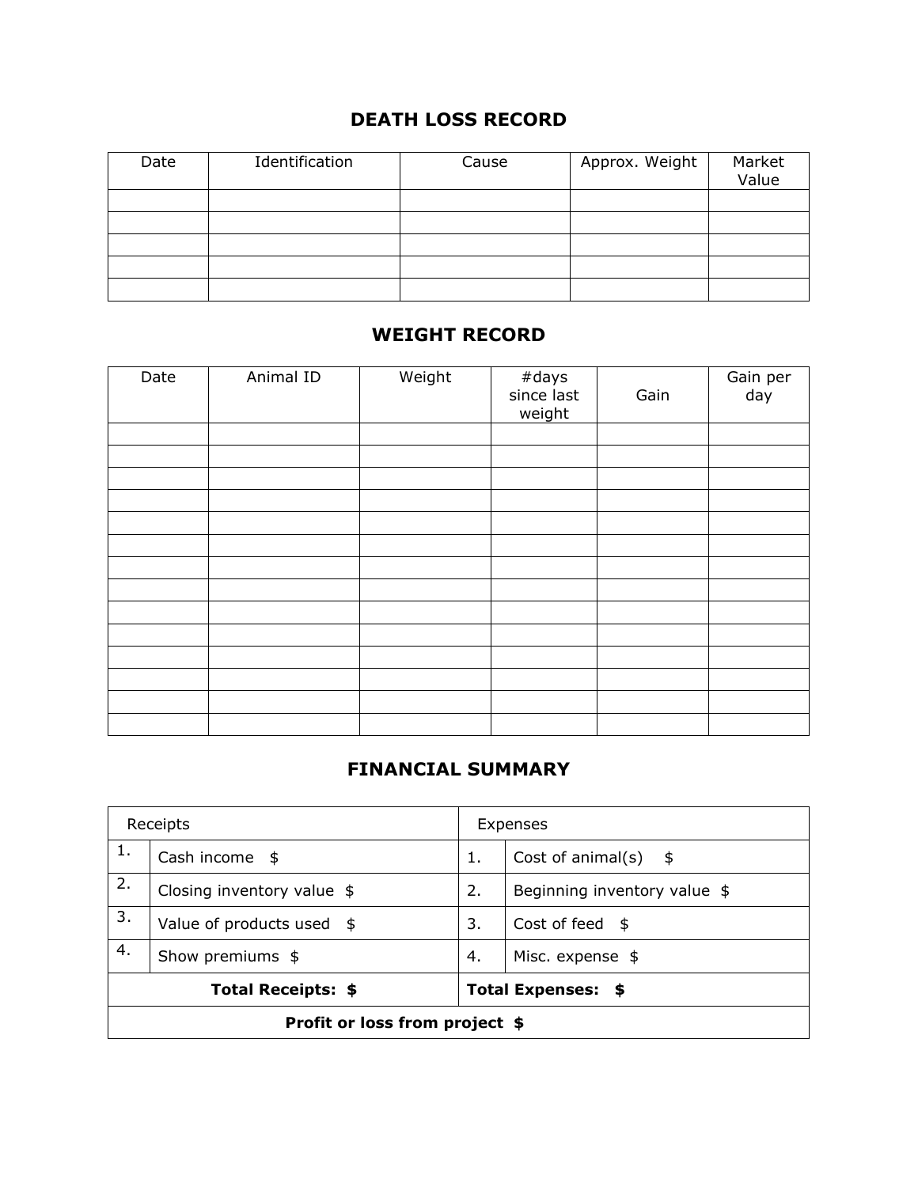## DEATH LOSS RECORD

| Date | Identification | Cause | Approx. Weight | Market Value |
|---|---|---|---|---|
| | | | | |
| | | | | |
| | | | | |
| | | | | |
| | | | | |

## WEIGHT RECORD

| Date | Animal ID | Weight | #days since last weight | Gain | Gain per day |
|---|---|---|---|---|---|
| | | | | | |
| | | | | | |
| | | | | | |
| | | | | | |
| | | | | | |
| | | | | | |
| | | | | | |
| | | | | | |
| | | | | | |
| | | | | | |
| | | | | | |
| | | | | | |
| | | | | | |
| | | | | | |

## FINANCIAL SUMMARY

| Receipts | | Expenses | |
|---|---|---|---|
| 1. | Cash income $ | 1. | Cost of animal(s) $ |
| 2. | Closing inventory value $ | 2. | Beginning inventory value $ |
| 3. | Value of products used $ | 3. | Cost of feed $ |
| 4. | Show premiums $ | 4. | Misc. expense $ |
| **Total Receipts: $** | | **Total Expenses: $** | |
| **Profit or loss from project $** | | | |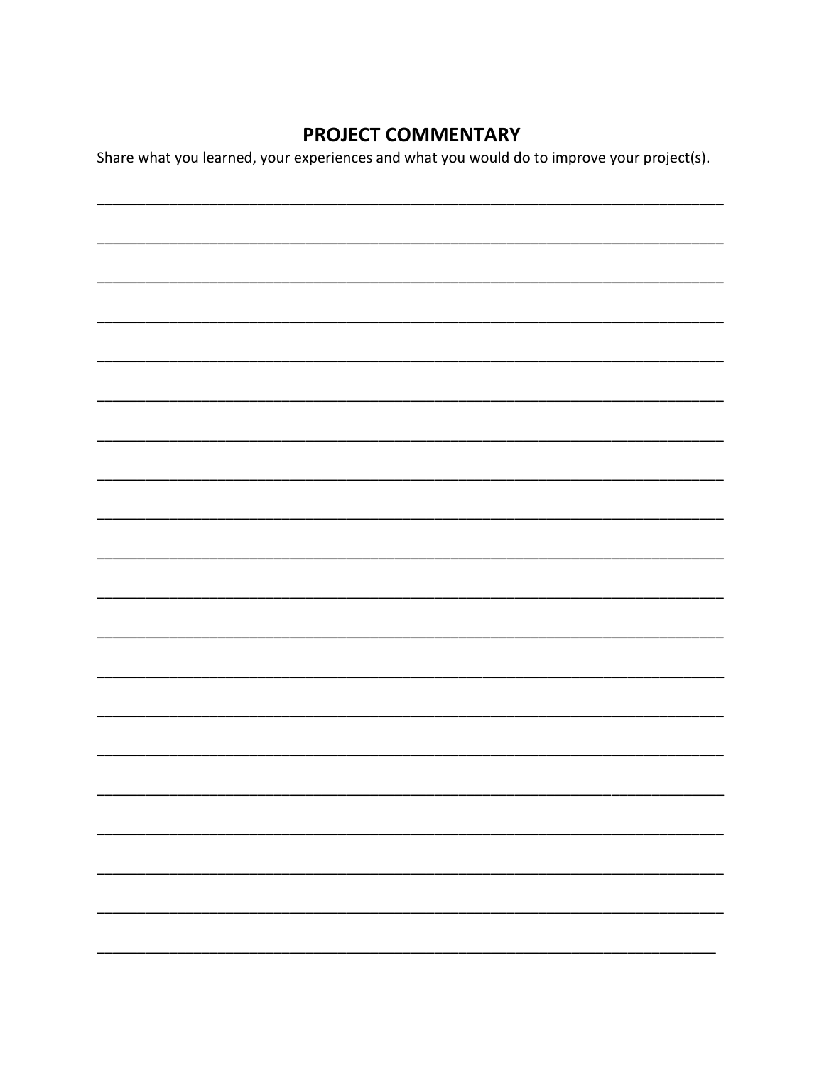## PROJECT COMMENTARY

Share what you learned, your experiences and what you would do to improve your project(s).

\_\_\_\_\_\_\_\_\_\_\_\_\_\_\_\_\_\_\_\_\_\_\_\_\_\_\_\_\_\_\_\_\_\_\_\_\_\_\_\_\_\_\_\_\_\_\_\_\_\_\_\_\_\_\_\_\_\_\_\_\_\_\_\_\_\_\_\_\_\_\_\_\_\_\_\_

\_\_\_\_\_\_\_\_\_\_\_\_\_\_\_\_\_\_\_\_\_\_\_\_\_\_\_\_\_\_\_\_\_\_\_\_\_\_\_\_\_\_\_\_\_\_\_\_\_\_\_\_\_\_\_\_\_\_\_\_\_\_\_\_\_\_\_\_\_\_\_\_\_\_\_\_

\_\_\_\_\_\_\_\_\_\_\_\_\_\_\_\_\_\_\_\_\_\_\_\_\_\_\_\_\_\_\_\_\_\_\_\_\_\_\_\_\_\_\_\_\_\_\_\_\_\_\_\_\_\_\_\_\_\_\_\_\_\_\_\_\_\_\_\_\_\_\_\_\_\_\_\_

\_\_\_\_\_\_\_\_\_\_\_\_\_\_\_\_\_\_\_\_\_\_\_\_\_\_\_\_\_\_\_\_\_\_\_\_\_\_\_\_\_\_\_\_\_\_\_\_\_\_\_\_\_\_\_\_\_\_\_\_\_\_\_\_\_\_\_\_\_\_\_\_\_\_\_\_

\_\_\_\_\_\_\_\_\_\_\_\_\_\_\_\_\_\_\_\_\_\_\_\_\_\_\_\_\_\_\_\_\_\_\_\_\_\_\_\_\_\_\_\_\_\_\_\_\_\_\_\_\_\_\_\_\_\_\_\_\_\_\_\_\_\_\_\_\_\_\_\_\_\_\_\_

\_\_\_\_\_\_\_\_\_\_\_\_\_\_\_\_\_\_\_\_\_\_\_\_\_\_\_\_\_\_\_\_\_\_\_\_\_\_\_\_\_\_\_\_\_\_\_\_\_\_\_\_\_\_\_\_\_\_\_\_\_\_\_\_\_\_\_\_\_\_\_\_\_\_\_\_

\_\_\_\_\_\_\_\_\_\_\_\_\_\_\_\_\_\_\_\_\_\_\_\_\_\_\_\_\_\_\_\_\_\_\_\_\_\_\_\_\_\_\_\_\_\_\_\_\_\_\_\_\_\_\_\_\_\_\_\_\_\_\_\_\_\_\_\_\_\_\_\_\_\_\_\_

\_\_\_\_\_\_\_\_\_\_\_\_\_\_\_\_\_\_\_\_\_\_\_\_\_\_\_\_\_\_\_\_\_\_\_\_\_\_\_\_\_\_\_\_\_\_\_\_\_\_\_\_\_\_\_\_\_\_\_\_\_\_\_\_\_\_\_\_\_\_\_\_\_\_\_\_

\_\_\_\_\_\_\_\_\_\_\_\_\_\_\_\_\_\_\_\_\_\_\_\_\_\_\_\_\_\_\_\_\_\_\_\_\_\_\_\_\_\_\_\_\_\_\_\_\_\_\_\_\_\_\_\_\_\_\_\_\_\_\_\_\_\_\_\_\_\_\_\_\_\_\_\_

\_\_\_\_\_\_\_\_\_\_\_\_\_\_\_\_\_\_\_\_\_\_\_\_\_\_\_\_\_\_\_\_\_\_\_\_\_\_\_\_\_\_\_\_\_\_\_\_\_\_\_\_\_\_\_\_\_\_\_\_\_\_\_\_\_\_\_\_\_\_\_\_\_\_\_\_

\_\_\_\_\_\_\_\_\_\_\_\_\_\_\_\_\_\_\_\_\_\_\_\_\_\_\_\_\_\_\_\_\_\_\_\_\_\_\_\_\_\_\_\_\_\_\_\_\_\_\_\_\_\_\_\_\_\_\_\_\_\_\_\_\_\_\_\_\_\_\_\_\_\_\_\_

\_\_\_\_\_\_\_\_\_\_\_\_\_\_\_\_\_\_\_\_\_\_\_\_\_\_\_\_\_\_\_\_\_\_\_\_\_\_\_\_\_\_\_\_\_\_\_\_\_\_\_\_\_\_\_\_\_\_\_\_\_\_\_\_\_\_\_\_\_\_\_\_\_\_\_\_

\_\_\_\_\_\_\_\_\_\_\_\_\_\_\_\_\_\_\_\_\_\_\_\_\_\_\_\_\_\_\_\_\_\_\_\_\_\_\_\_\_\_\_\_\_\_\_\_\_\_\_\_\_\_\_\_\_\_\_\_\_\_\_\_\_\_\_\_\_\_\_\_\_\_\_\_

\_\_\_\_\_\_\_\_\_\_\_\_\_\_\_\_\_\_\_\_\_\_\_\_\_\_\_\_\_\_\_\_\_\_\_\_\_\_\_\_\_\_\_\_\_\_\_\_\_\_\_\_\_\_\_\_\_\_\_\_\_\_\_\_\_\_\_\_\_\_\_\_\_\_\_\_

\_\_\_\_\_\_\_\_\_\_\_\_\_\_\_\_\_\_\_\_\_\_\_\_\_\_\_\_\_\_\_\_\_\_\_\_\_\_\_\_\_\_\_\_\_\_\_\_\_\_\_\_\_\_\_\_\_\_\_\_\_\_\_\_\_\_\_\_\_\_\_\_\_\_\_\_

\_\_\_\_\_\_\_\_\_\_\_\_\_\_\_\_\_\_\_\_\_\_\_\_\_\_\_\_\_\_\_\_\_\_\_\_\_\_\_\_\_\_\_\_\_\_\_\_\_\_\_\_\_\_\_\_\_\_\_\_\_\_\_\_\_\_\_\_\_\_\_\_\_\_\_\_

\_\_\_\_\_\_\_\_\_\_\_\_\_\_\_\_\_\_\_\_\_\_\_\_\_\_\_\_\_\_\_\_\_\_\_\_\_\_\_\_\_\_\_\_\_\_\_\_\_\_\_\_\_\_\_\_\_\_\_\_\_\_\_\_\_\_\_\_\_\_\_\_\_\_\_\_

\_\_\_\_\_\_\_\_\_\_\_\_\_\_\_\_\_\_\_\_\_\_\_\_\_\_\_\_\_\_\_\_\_\_\_\_\_\_\_\_\_\_\_\_\_\_\_\_\_\_\_\_\_\_\_\_\_\_\_\_\_\_\_\_\_\_\_\_\_\_\_\_\_\_\_\_

\_\_\_\_\_\_\_\_\_\_\_\_\_\_\_\_\_\_\_\_\_\_\_\_\_\_\_\_\_\_\_\_\_\_\_\_\_\_\_\_\_\_\_\_\_\_\_\_\_\_\_\_\_\_\_\_\_\_\_\_\_\_\_\_\_\_\_\_\_\_\_\_\_\_\_\_

\_\_\_\_\_\_\_\_\_\_\_\_\_\_\_\_\_\_\_\_\_\_\_\_\_\_\_\_\_\_\_\_\_\_\_\_\_\_\_\_\_\_\_\_\_\_\_\_\_\_\_\_\_\_\_\_\_\_\_\_\_\_\_\_\_\_\_\_\_\_\_\_\_\_\_\_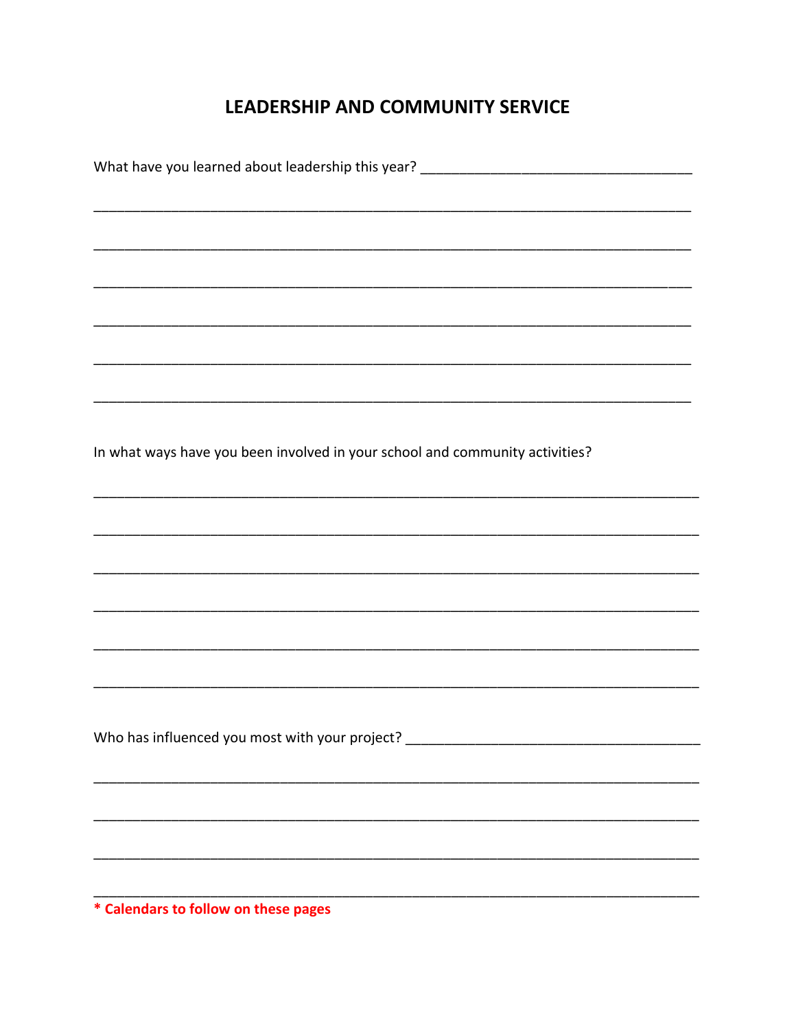## LEADERSHIP AND COMMUNITY SERVICE

What have you learned about leadership this year? ___________________________________

_____________________________________________________________________________

_____________________________________________________________________________

_____________________________________________________________________________

_____________________________________________________________________________

_____________________________________________________________________________

_____________________________________________________________________________

In what ways have you been involved in your school and community activities?

_____________________________________________________________________________

_____________________________________________________________________________

_____________________________________________________________________________

_____________________________________________________________________________

_____________________________________________________________________________

_____________________________________________________________________________

Who has influenced you most with your project? ______________________________________

_____________________________________________________________________________

_____________________________________________________________________________

_____________________________________________________________________________

_____________________________________________________________________________

**\* Calendars to follow on these pages**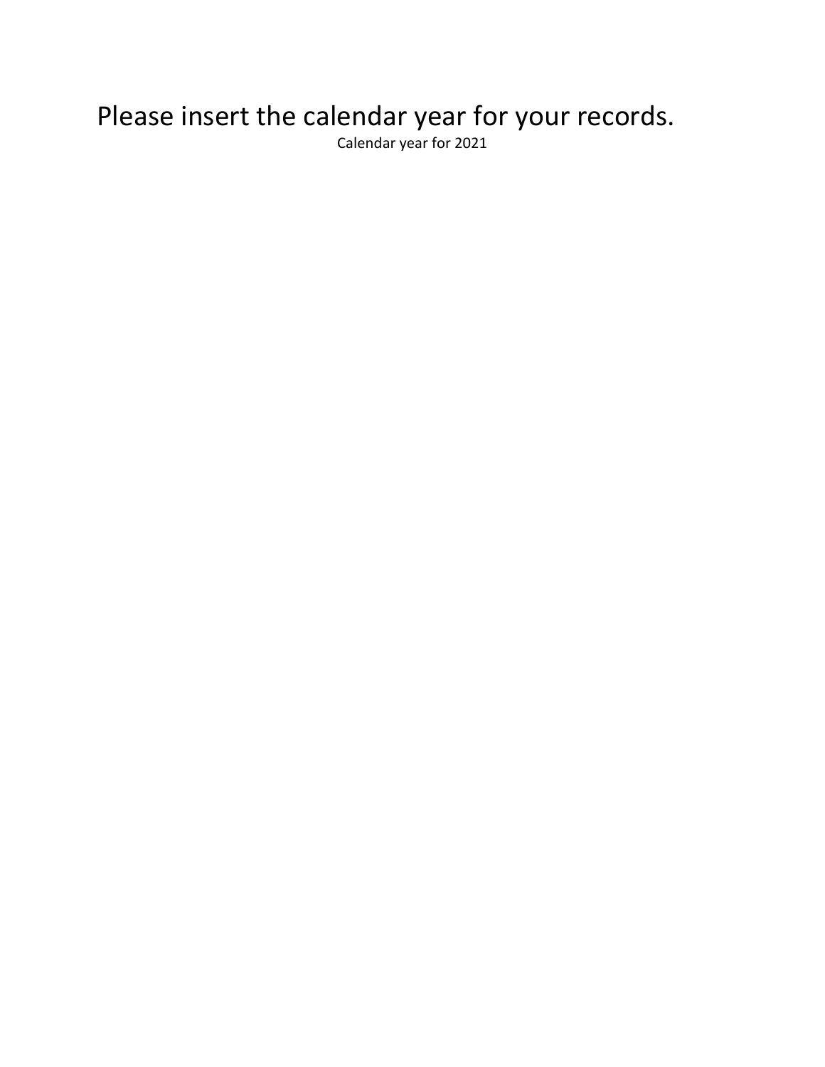# Please insert the calendar year for your records.

Calendar year for 2021